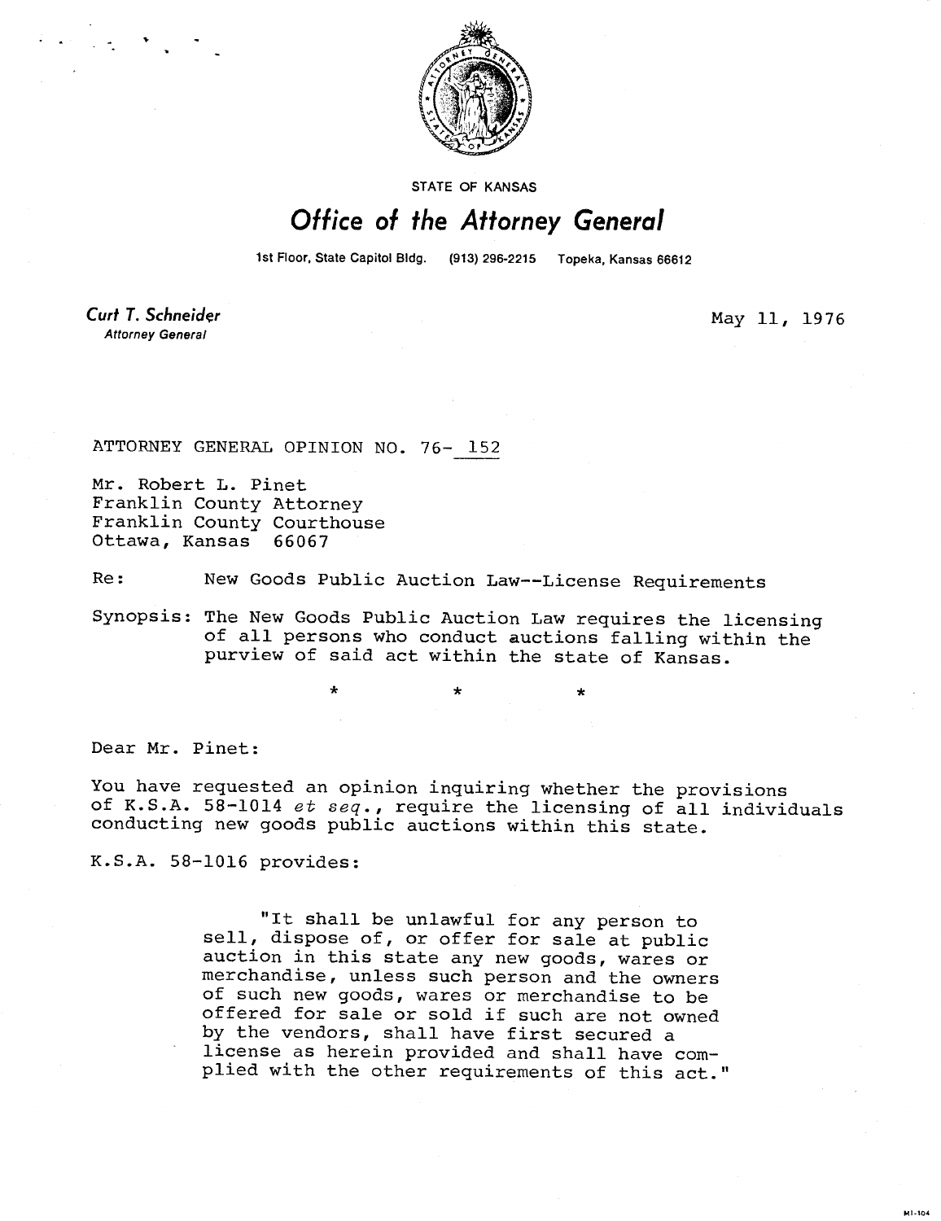STATE OF KANSAS

# Office of the Attorney General

1st Floor, State Capitol Bldg. (913) 296-2215 Topeka, Kansas 66612

**Curt T. Schneider**
Attorney General

May 11, 1976

ATTORNEY GENERAL OPINION NO. 76- 152

Mr. Robert L. Pinet
Franklin County Attorney
Franklin County Courthouse
Ottawa, Kansas 66067

Re: New Goods Public Auction Law--License Requirements

Synopsis: The New Goods Public Auction Law requires the licensing of all persons who conduct auctions falling within the purview of said act within the state of Kansas.

\* \* \*

Dear Mr. Pinet:

You have requested an opinion inquiring whether the provisions of K.S.A. 58-1014 *et seq.*, require the licensing of all individuals conducting new goods public auctions within this state.

K.S.A. 58-1016 provides:

> "It shall be unlawful for any person to sell, dispose of, or offer for sale at public auction in this state any new goods, wares or merchandise, unless such person and the owners of such new goods, wares or merchandise to be offered for sale or sold if such are not owned by the vendors, shall have first secured a license as herein provided and shall have complied with the other requirements of this act."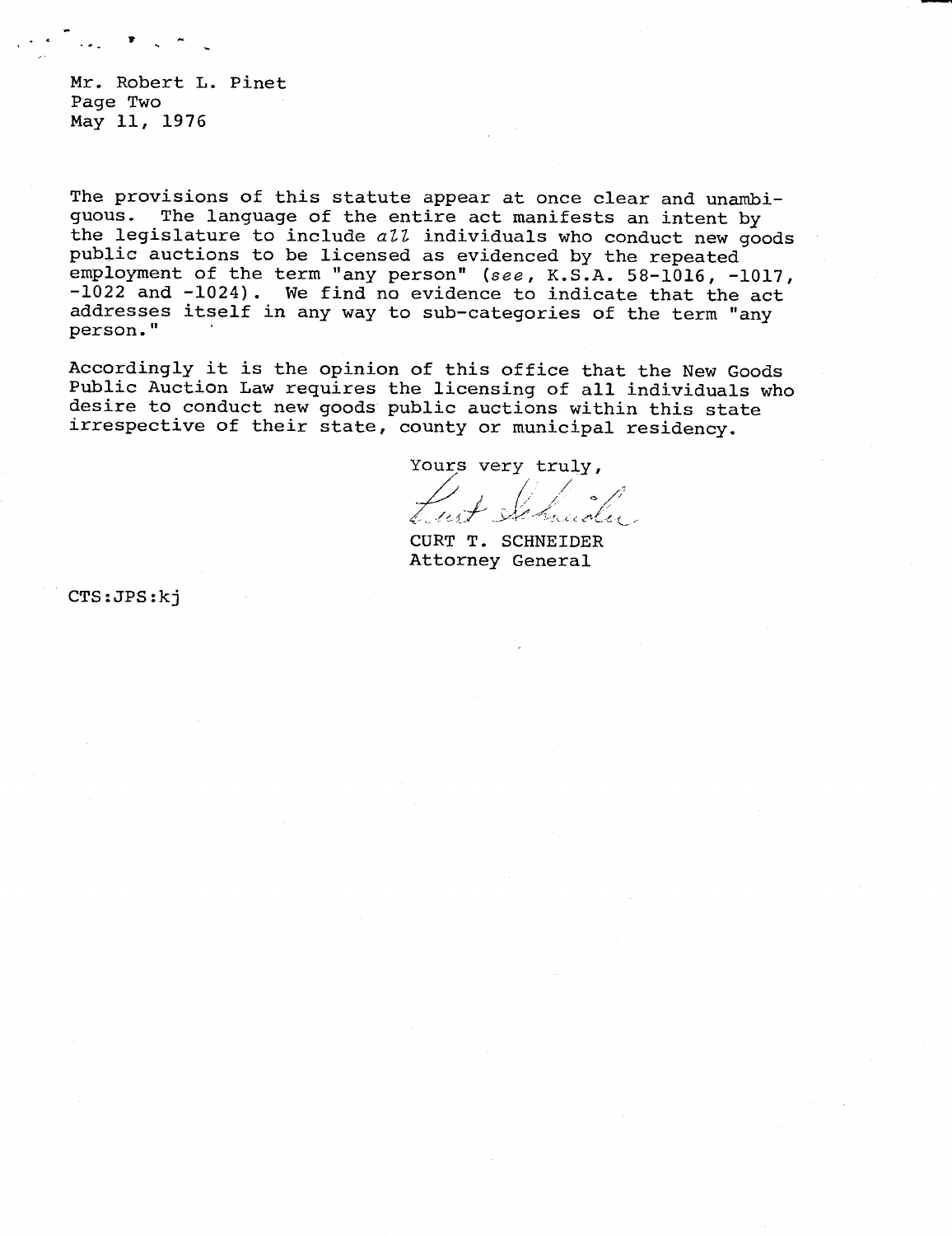Mr. Robert L. Pinet
Page Two
May 11, 1976

The provisions of this statute appear at once clear and unambiguous. The language of the entire act manifests an intent by the legislature to include *all* individuals who conduct new goods public auctions to be licensed as evidenced by the repeated employment of the term "any person" (*see*, K.S.A. 58-1016, -1017, -1022 and -1024). We find no evidence to indicate that the act addresses itself in any way to sub-categories of the term "any person."

Accordingly it is the opinion of this office that the New Goods Public Auction Law requires the licensing of all individuals who desire to conduct new goods public auctions within this state irrespective of their state, county or municipal residency.

Yours very truly,

CURT T. SCHNEIDER
Attorney General

CTS:JPS:kj